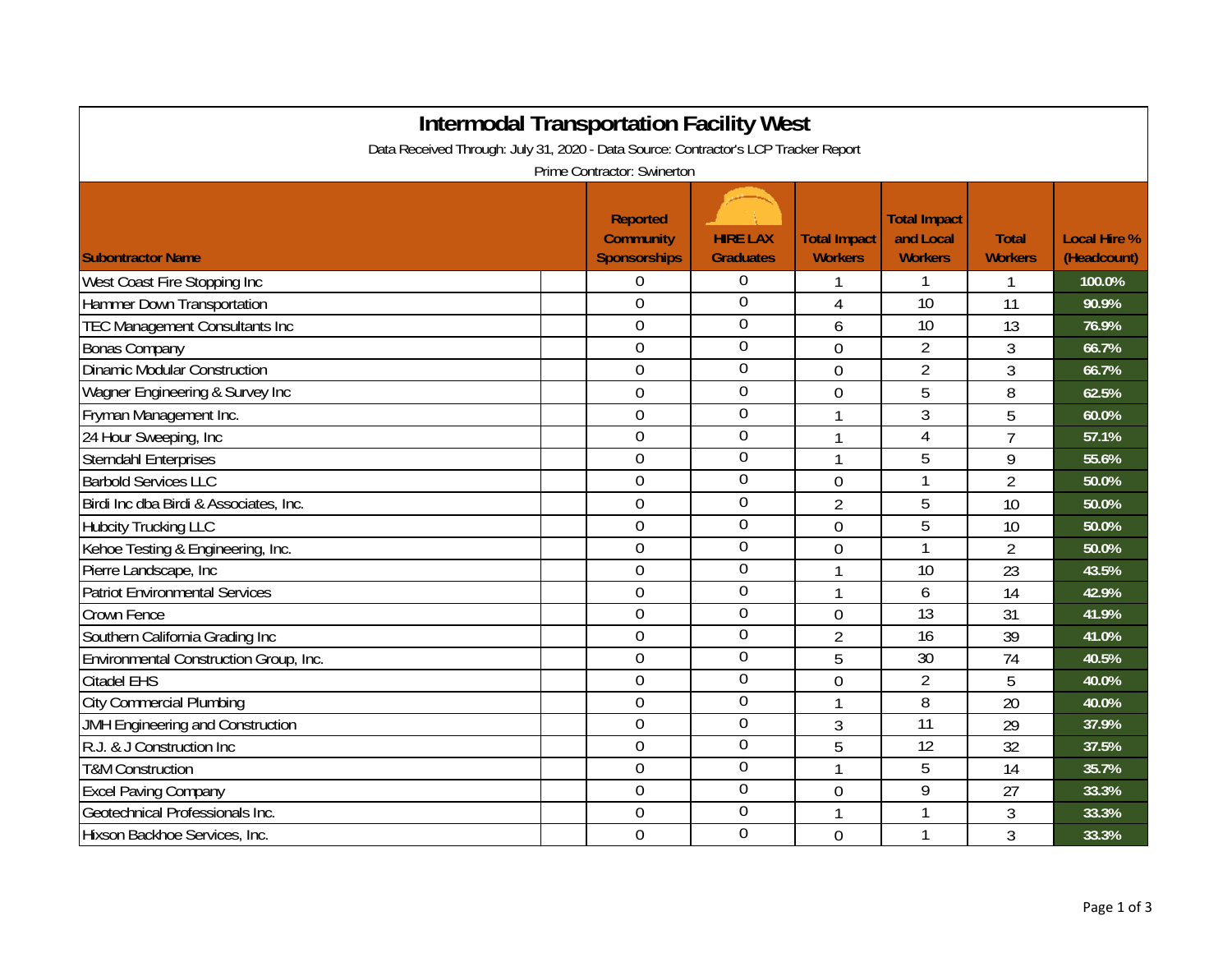# Intermodal Transportation Facility West

Data Received Through: July 31, 2020 - Data Source: Contractor's LCP Tracker Report

Prime Contractor: Swinerton

| Subontractor Name | Reported Community Sponsorships | HIRE LAX Graduates | Total Impact Workers | Total Impact and Local Workers | Total Workers | Local Hire % (Headcount) |
|---|---|---|---|---|---|---|
| West Coast Fire Stopping Inc | 0 | 0 | 1 | 1 | 1 | 100.0% |
| Hammer Down Transportation | 0 | 0 | 4 | 10 | 11 | 90.9% |
| TEC Management Consultants Inc | 0 | 0 | 6 | 10 | 13 | 76.9% |
| Bonas Company | 0 | 0 | 0 | 2 | 3 | 66.7% |
| Dinamic Modular Construction | 0 | 0 | 0 | 2 | 3 | 66.7% |
| Wagner Engineering & Survey Inc | 0 | 0 | 0 | 5 | 8 | 62.5% |
| Fryman Management Inc. | 0 | 0 | 1 | 3 | 5 | 60.0% |
| 24 Hour Sweeping, Inc | 0 | 0 | 1 | 4 | 7 | 57.1% |
| Sterndahl Enterprises | 0 | 0 | 1 | 5 | 9 | 55.6% |
| Barbold Services LLC | 0 | 0 | 0 | 1 | 2 | 50.0% |
| Birdi Inc dba Birdi & Associates, Inc. | 0 | 0 | 2 | 5 | 10 | 50.0% |
| Hubcity Trucking LLC | 0 | 0 | 0 | 5 | 10 | 50.0% |
| Kehoe Testing & Engineering, Inc. | 0 | 0 | 0 | 1 | 2 | 50.0% |
| Pierre Landscape, Inc | 0 | 0 | 1 | 10 | 23 | 43.5% |
| Patriot Environmental Services | 0 | 0 | 1 | 6 | 14 | 42.9% |
| Crown Fence | 0 | 0 | 0 | 13 | 31 | 41.9% |
| Southern California Grading Inc | 0 | 0 | 2 | 16 | 39 | 41.0% |
| Environmental Construction Group, Inc. | 0 | 0 | 5 | 30 | 74 | 40.5% |
| Citadel EHS | 0 | 0 | 0 | 2 | 5 | 40.0% |
| City Commercial Plumbing | 0 | 0 | 1 | 8 | 20 | 40.0% |
| JMH Engineering and Construction | 0 | 0 | 3 | 11 | 29 | 37.9% |
| R.J. & J Construction Inc | 0 | 0 | 5 | 12 | 32 | 37.5% |
| T&M Construction | 0 | 0 | 1 | 5 | 14 | 35.7% |
| Excel Paving Company | 0 | 0 | 0 | 9 | 27 | 33.3% |
| Geotechnical Professionals Inc. | 0 | 0 | 1 | 1 | 3 | 33.3% |
| Hixson Backhoe Services, Inc. | 0 | 0 | 0 | 1 | 3 | 33.3% |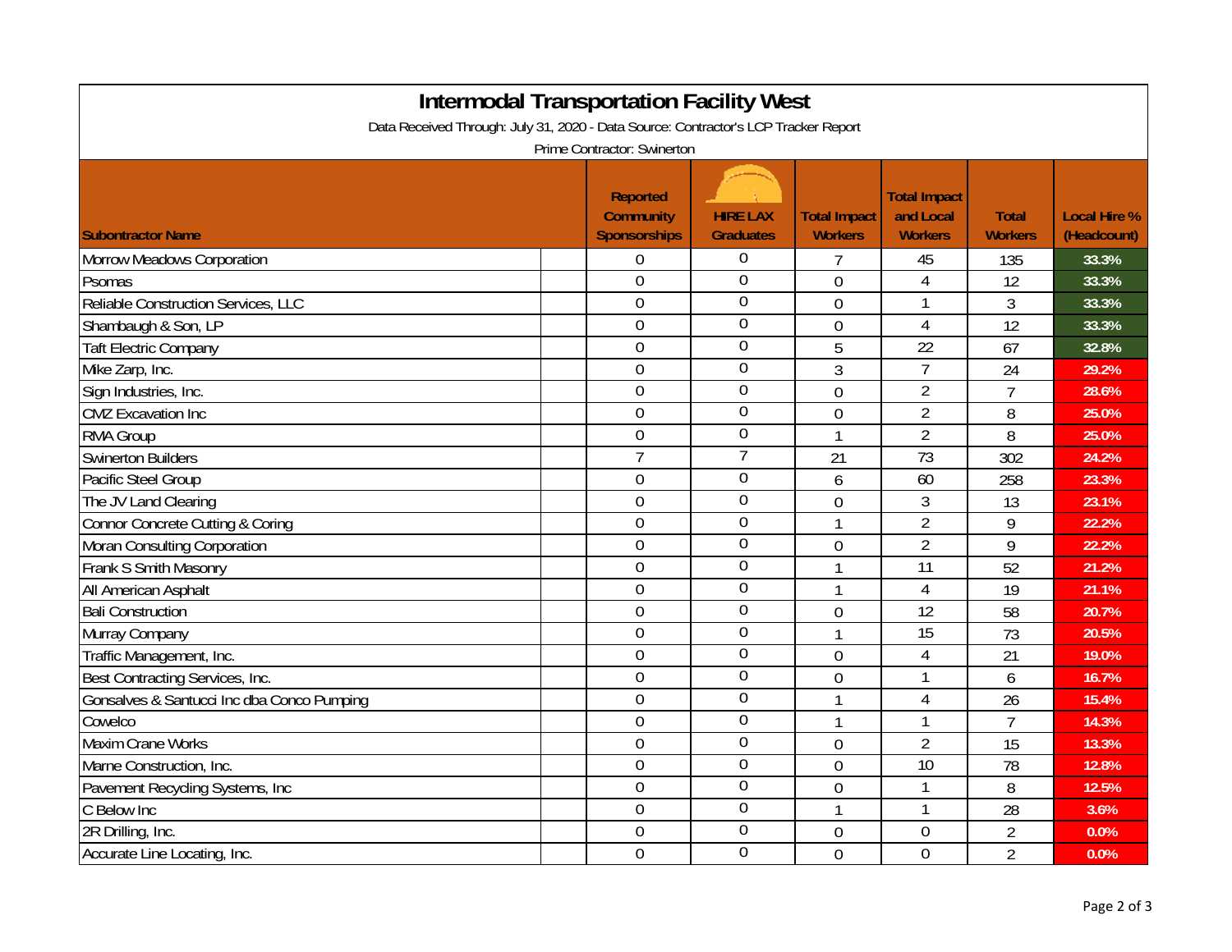# Intermodal Transportation Facility West

Data Received Through: July 31, 2020 - Data Source: Contractor's LCP Tracker Report

Prime Contractor: Swinerton

| Subontractor Name | Reported Community Sponsorships | HIRE LAX Graduates | Total Impact Workers | Total Impact and Local Workers | Total Workers | Local Hire % (Headcount) |
|---|---|---|---|---|---|---|
| Morrow Meadows Corporation | 0 | 0 | 7 | 45 | 135 | 33.3% |
| Psomas | 0 | 0 | 0 | 4 | 12 | 33.3% |
| Reliable Construction Services, LLC | 0 | 0 | 0 | 1 | 3 | 33.3% |
| Shambaugh & Son, LP | 0 | 0 | 0 | 4 | 12 | 33.3% |
| Taft Electric Company | 0 | 0 | 5 | 22 | 67 | 32.8% |
| Mike Zarp, Inc. | 0 | 0 | 3 | 7 | 24 | 29.2% |
| Sign Industries, Inc. | 0 | 0 | 0 | 2 | 7 | 28.6% |
| CMZ Excavation Inc | 0 | 0 | 0 | 2 | 8 | 25.0% |
| RMA Group | 0 | 0 | 1 | 2 | 8 | 25.0% |
| Swinerton Builders | 7 | 7 | 21 | 73 | 302 | 24.2% |
| Pacific Steel Group | 0 | 0 | 6 | 60 | 258 | 23.3% |
| The JV Land Clearing | 0 | 0 | 0 | 3 | 13 | 23.1% |
| Connor Concrete Cutting & Coring | 0 | 0 | 1 | 2 | 9 | 22.2% |
| Moran Consulting Corporation | 0 | 0 | 0 | 2 | 9 | 22.2% |
| Frank S Smith Masonry | 0 | 0 | 1 | 11 | 52 | 21.2% |
| All American Asphalt | 0 | 0 | 1 | 4 | 19 | 21.1% |
| Bali Construction | 0 | 0 | 0 | 12 | 58 | 20.7% |
| Murray Company | 0 | 0 | 1 | 15 | 73 | 20.5% |
| Traffic Management, Inc. | 0 | 0 | 0 | 4 | 21 | 19.0% |
| Best Contracting Services, Inc. | 0 | 0 | 0 | 1 | 6 | 16.7% |
| Gonsalves & Santucci Inc dba Conco Pumping | 0 | 0 | 1 | 4 | 26 | 15.4% |
| Cowelco | 0 | 0 | 1 | 1 | 7 | 14.3% |
| Maxim Crane Works | 0 | 0 | 0 | 2 | 15 | 13.3% |
| Marne Construction, Inc. | 0 | 0 | 0 | 10 | 78 | 12.8% |
| Pavement Recycling Systems, Inc | 0 | 0 | 0 | 1 | 8 | 12.5% |
| C Below Inc | 0 | 0 | 1 | 1 | 28 | 3.6% |
| 2R Drilling, Inc. | 0 | 0 | 0 | 0 | 2 | 0.0% |
| Accurate Line Locating, Inc. | 0 | 0 | 0 | 0 | 2 | 0.0% |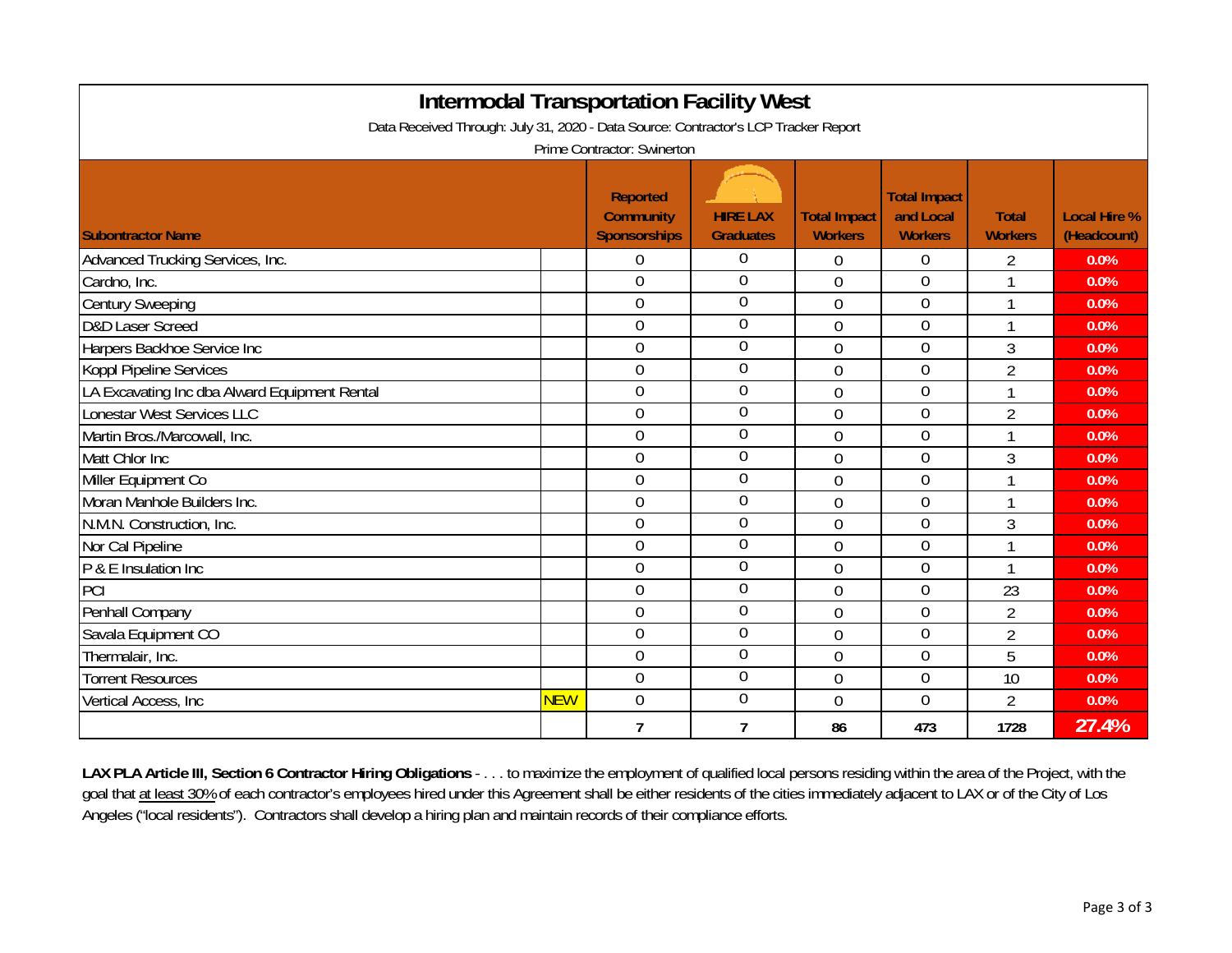# Intermodal Transportation Facility West

Data Received Through: July 31, 2020 - Data Source: Contractor's LCP Tracker Report

Prime Contractor: Swinerton

| Subcontractor Name | | Reported Community Sponsorships | HIRE LAX Graduates | Total Impact Workers | Total Impact and Local Workers | Total Workers | Local Hire % (Headcount) |
|---|---|---|---|---|---|---|---|
| Advanced Trucking Services, Inc. | | 0 | 0 | 0 | 0 | 2 | 0.0% |
| Cardno, Inc. | | 0 | 0 | 0 | 0 | 1 | 0.0% |
| Century Sweeping | | 0 | 0 | 0 | 0 | 1 | 0.0% |
| D&D Laser Screed | | 0 | 0 | 0 | 0 | 1 | 0.0% |
| Harpers Backhoe Service Inc | | 0 | 0 | 0 | 0 | 3 | 0.0% |
| Koppl Pipeline Services | | 0 | 0 | 0 | 0 | 2 | 0.0% |
| LA Excavating Inc dba Alward Equipment Rental | | 0 | 0 | 0 | 0 | 1 | 0.0% |
| Lonestar West Services LLC | | 0 | 0 | 0 | 0 | 2 | 0.0% |
| Martin Bros./Marcowall, Inc. | | 0 | 0 | 0 | 0 | 1 | 0.0% |
| Matt Chlor Inc | | 0 | 0 | 0 | 0 | 3 | 0.0% |
| Miller Equipment Co | | 0 | 0 | 0 | 0 | 1 | 0.0% |
| Moran Manhole Builders Inc. | | 0 | 0 | 0 | 0 | 1 | 0.0% |
| N.M.N. Construction, Inc. | | 0 | 0 | 0 | 0 | 3 | 0.0% |
| Nor Cal Pipeline | | 0 | 0 | 0 | 0 | 1 | 0.0% |
| P & E Insulation Inc | | 0 | 0 | 0 | 0 | 1 | 0.0% |
| PCI | | 0 | 0 | 0 | 0 | 23 | 0.0% |
| Penhall Company | | 0 | 0 | 0 | 0 | 2 | 0.0% |
| Savala Equipment CO | | 0 | 0 | 0 | 0 | 2 | 0.0% |
| Thermalair, Inc. | | 0 | 0 | 0 | 0 | 5 | 0.0% |
| Torrent Resources | | 0 | 0 | 0 | 0 | 10 | 0.0% |
| Vertical Access, Inc | NEW | 0 | 0 | 0 | 0 | 2 | 0.0% |
| | | 7 | 7 | 86 | 473 | 1728 | 27.4% |

**LAX PLA Article III, Section 6 Contractor Hiring Obligations** - . . . to maximize the employment of qualified local persons residing within the area of the Project, with the goal that at least 30% of each contractor's employees hired under this Agreement shall be either residents of the cities immediately adjacent to LAX or of the City of Los Angeles ("local residents"). Contractors shall develop a hiring plan and maintain records of their compliance efforts.